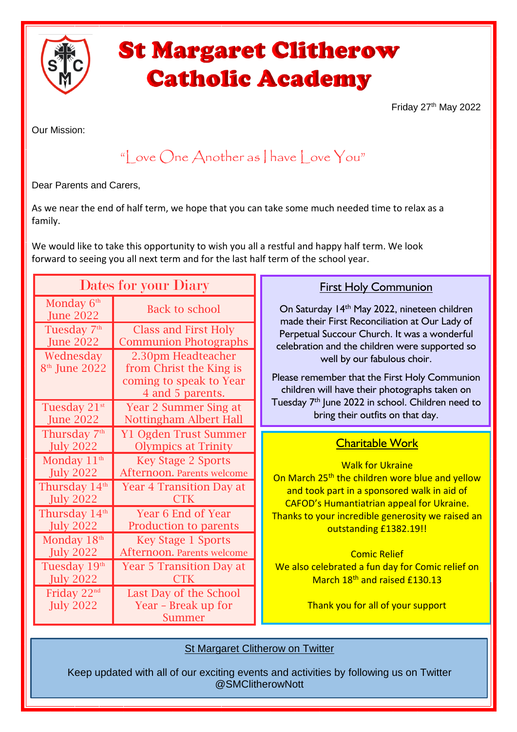# St Margaret Clitherow Catholic Academy

Friday 27th May 2022

Our Mission:

"Love One Another as I have Love You"

Dear Parents and Carers,

As we near the end of half term, we hope that you can take some much needed time to relax as a family.

We would like to take this opportunity to wish you all a restful and happy half term. We look forward to seeing you all next term and for the last half term of the school year.

## Dates for your Diary

| Date | Event |
| --- | --- |
| Monday 6th June 2022 | Back to school |
| Tuesday 7th June 2022 | Class and First Holy Communion Photographs |
| Wednesday 8th June 2022 | 2.30pm Headteacher from Christ the King is coming to speak to Year 4 and 5 parents. |
| Tuesday 21st June 2022 | Year 2 Summer Sing at Nottingham Albert Hall |
| Thursday 7th July 2022 | Y1 Ogden Trust Summer Olympics at Trinity |
| Monday 11th July 2022 | Key Stage 2 Sports Afternoon. Parents welcome |
| Thursday 14th July 2022 | Year 4 Transition Day at CTK |
| Thursday 14th July 2022 | Year 6 End of Year Production to parents |
| Monday 18th July 2022 | Key Stage 1 Sports Afternoon. Parents welcome |
| Tuesday 19th July 2022 | Year 5 Transition Day at CTK |
| Friday 22nd July 2022 | Last Day of the School Year - Break up for Summer |

## First Holy Communion

On Saturday 14th May 2022, nineteen children made their First Reconciliation at Our Lady of Perpetual Succour Church. It was a wonderful celebration and the children were supported so well by our fabulous choir.

Please remember that the First Holy Communion children will have their photographs taken on Tuesday 7th June 2022 in school. Children need to bring their outfits on that day.

## Charitable Work

Walk for Ukraine

On March 25th the children wore blue and yellow and took part in a sponsored walk in aid of CAFOD's Humantiatrian appeal for Ukraine. Thanks to your incredible generosity we raised an outstanding £1382.19!!

Comic Relief

We also celebrated a fun day for Comic relief on March 18th and raised £130.13

Thank you for all of your support

## St Margaret Clitherow on Twitter

Keep updated with all of our exciting events and activities by following us on Twitter @SMClitherowNott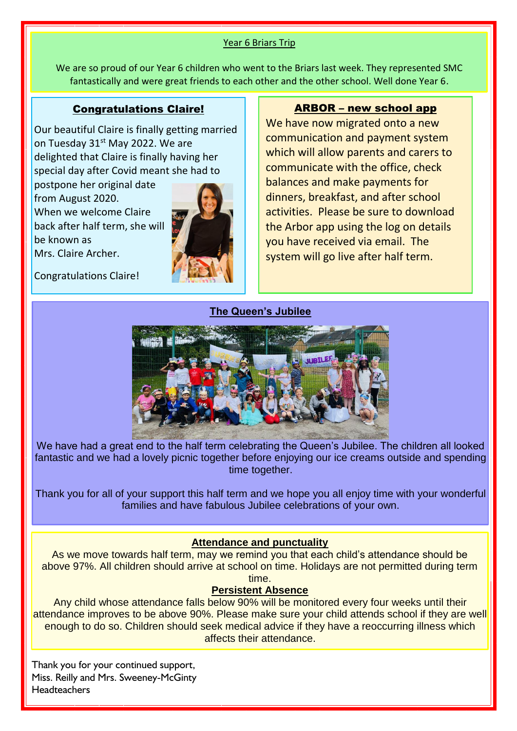## Year 6 Briars Trip

We are so proud of our Year 6 children who went to the Briars last week. They represented SMC fantastically and were great friends to each other and the other school. Well done Year 6.

## Congratulations Claire!

Our beautiful Claire is finally getting married on Tuesday 31st May 2022. We are delighted that Claire is finally having her special day after Covid meant she had to postpone her original date from August 2020.

When we welcome Claire back after half term, she will be known as Mrs. Claire Archer.

Congratulations Claire!

## ARBOR – new school app

We have now migrated onto a new communication and payment system which will allow parents and carers to communicate with the office, check balances and make payments for dinners, breakfast, and after school activities. Please be sure to download the Arbor app using the log on details you have received via email. The system will go live after half term.

## The Queen's Jubilee

We have had a great end to the half term celebrating the Queen's Jubilee. The children all looked fantastic and we had a lovely picnic together before enjoying our ice creams outside and spending time together.

Thank you for all of your support this half term and we hope you all enjoy time with your wonderful families and have fabulous Jubilee celebrations of your own.

## Attendance and punctuality

As we move towards half term, may we remind you that each child's attendance should be above 97%. All children should arrive at school on time. Holidays are not permitted during term time.

## Persistent Absence

Any child whose attendance falls below 90% will be monitored every four weeks until their attendance improves to be above 90%. Please make sure your child attends school if they are well enough to do so. Children should seek medical advice if they have a reoccurring illness which affects their attendance.

Thank you for your continued support,
Miss. Reilly and Mrs. Sweeney-McGinty
Headteachers